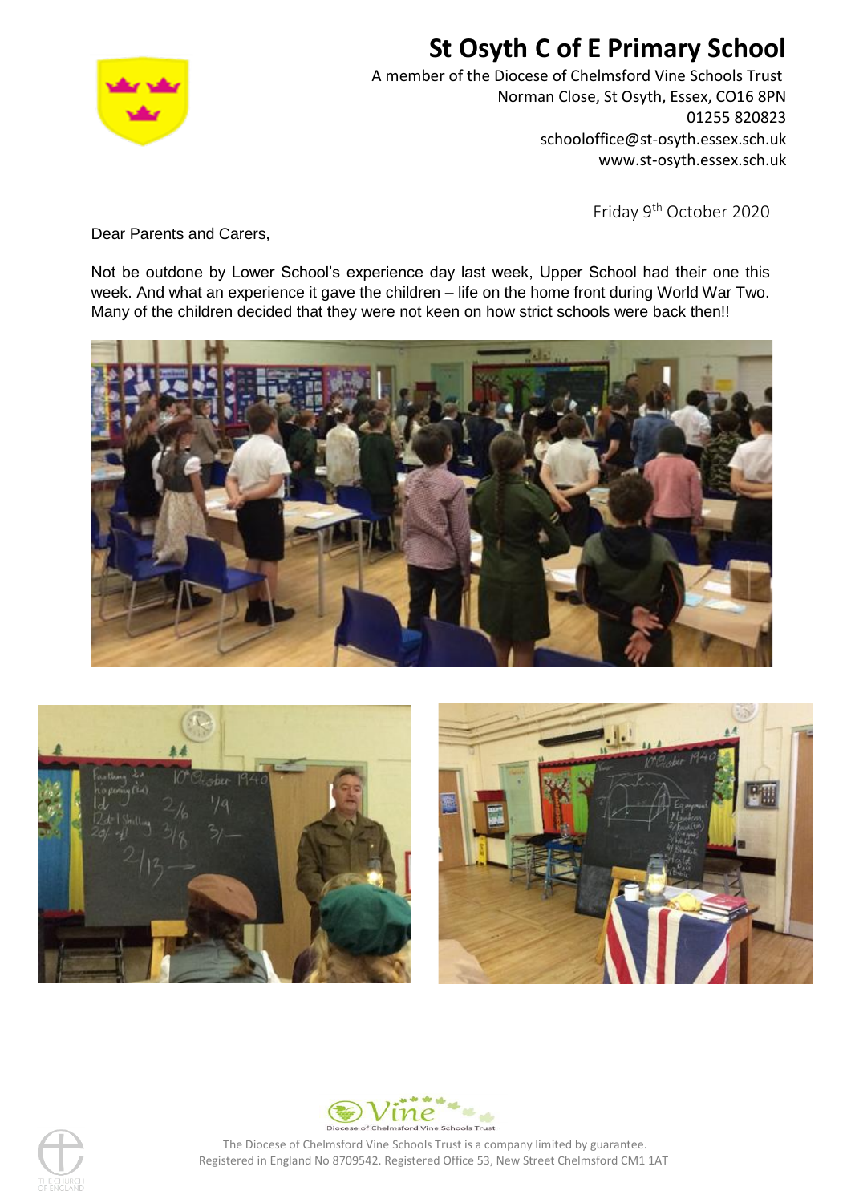# St Osyth C of E Primary School

A member of the Diocese of Chelmsford Vine Schools Trust
Norman Close, St Osyth, Essex, CO16 8PN
01255 820823
schooloffice@st-osyth.essex.sch.uk
www.st-osyth.essex.sch.uk

Friday 9th October 2020

Dear Parents and Carers,

Not be outdone by Lower School's experience day last week, Upper School had their one this week. And what an experience it gave the children – life on the home front during World War Two. Many of the children decided that they were not keen on how strict schools were back then!!

The Diocese of Chelmsford Vine Schools Trust is a company limited by guarantee.
Registered in England No 8709542. Registered Office 53, New Street Chelmsford CM1 1AT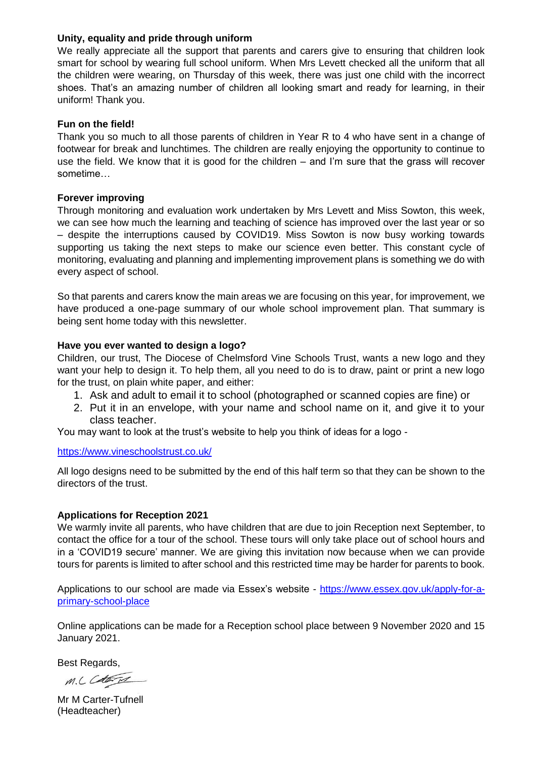**Unity, equality and pride through uniform**

We really appreciate all the support that parents and carers give to ensuring that children look smart for school by wearing full school uniform. When Mrs Levett checked all the uniform that all the children were wearing, on Thursday of this week, there was just one child with the incorrect shoes. That's an amazing number of children all looking smart and ready for learning, in their uniform! Thank you.

**Fun on the field!**

Thank you so much to all those parents of children in Year R to 4 who have sent in a change of footwear for break and lunchtimes. The children are really enjoying the opportunity to continue to use the field. We know that it is good for the children – and I'm sure that the grass will recover sometime…

**Forever improving**

Through monitoring and evaluation work undertaken by Mrs Levett and Miss Sowton, this week, we can see how much the learning and teaching of science has improved over the last year or so – despite the interruptions caused by COVID19. Miss Sowton is now busy working towards supporting us taking the next steps to make our science even better. This constant cycle of monitoring, evaluating and planning and implementing improvement plans is something we do with every aspect of school.

So that parents and carers know the main areas we are focusing on this year, for improvement, we have produced a one-page summary of our whole school improvement plan. That summary is being sent home today with this newsletter.

**Have you ever wanted to design a logo?**

Children, our trust, The Diocese of Chelmsford Vine Schools Trust, wants a new logo and they want your help to design it. To help them, all you need to do is to draw, paint or print a new logo for the trust, on plain white paper, and either:

1. Ask and adult to email it to school (photographed or scanned copies are fine) or
2. Put it in an envelope, with your name and school name on it, and give it to your class teacher.

You may want to look at the trust's website to help you think of ideas for a logo -

https://www.vineschoolstrust.co.uk/

All logo designs need to be submitted by the end of this half term so that they can be shown to the directors of the trust.

**Applications for Reception 2021**

We warmly invite all parents, who have children that are due to join Reception next September, to contact the office for a tour of the school. These tours will only take place out of school hours and in a 'COVID19 secure' manner. We are giving this invitation now because when we can provide tours for parents is limited to after school and this restricted time may be harder for parents to book.

Applications to our school are made via Essex's website - https://www.essex.gov.uk/apply-for-a-primary-school-place

Online applications can be made for a Reception school place between 9 November 2020 and 15 January 2021.

Best Regards,

Mr M Carter-Tufnell
(Headteacher)